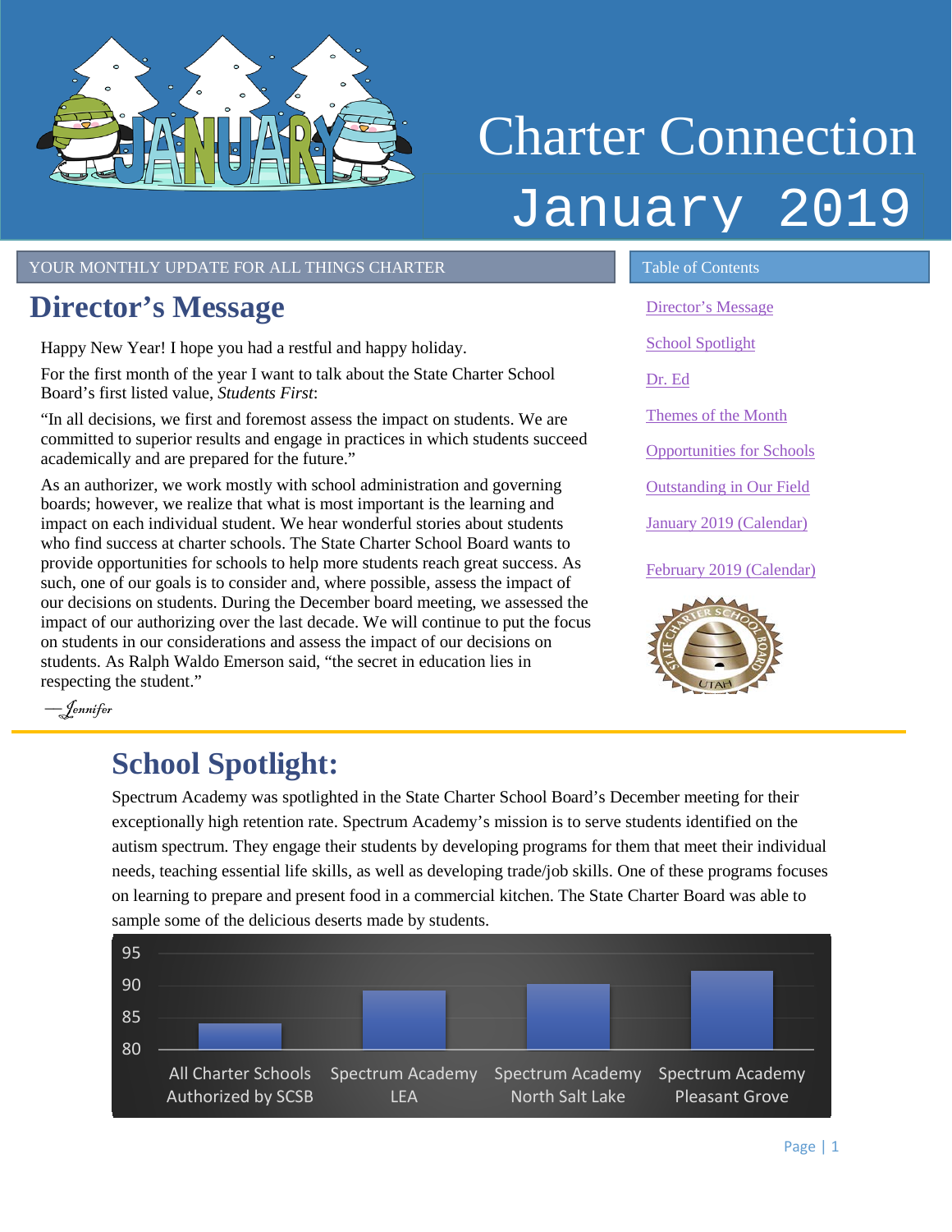# Charter Connection
# January 2019

YOUR MONTHLY UPDATE FOR ALL THINGS CHARTER

## Director's Message

Happy New Year! I hope you had a restful and happy holiday.

For the first month of the year I want to talk about the State Charter School Board's first listed value, *Students First*:

"In all decisions, we first and foremost assess the impact on students. We are committed to superior results and engage in practices in which students succeed academically and are prepared for the future."

As an authorizer, we work mostly with school administration and governing boards; however, we realize that what is most important is the learning and impact on each individual student. We hear wonderful stories about students who find success at charter schools. The State Charter School Board wants to provide opportunities for schools to help more students reach great success. As such, one of our goals is to consider and, where possible, assess the impact of our decisions on students. During the December board meeting, we assessed the impact of our authorizing over the last decade. We will continue to put the focus on students in our considerations and assess the impact of our decisions on students. As Ralph Waldo Emerson said, "the secret in education lies in respecting the student."

—*Jennifer*

**Table of Contents**

- Director's Message
- School Spotlight
- Dr. Ed
- Themes of the Month
- Opportunities for Schools
- Outstanding in Our Field
- January 2019 (Calendar)
- February 2019 (Calendar)

## School Spotlight:

Spectrum Academy was spotlighted in the State Charter School Board's December meeting for their exceptionally high retention rate. Spectrum Academy's mission is to serve students identified on the autism spectrum. They engage their students by developing programs for them that meet their individual needs, teaching essential life skills, as well as developing trade/job skills. One of these programs focuses on learning to prepare and present food in a commercial kitchen. The State Charter Board was able to sample some of the delicious deserts made by students.

| School | Value (approx.) |
|---|---|
| All Charter Schools Authorized by SCSB | 84 |
| Spectrum Academy LEA | 89 |
| Spectrum Academy North Salt Lake | 90 |
| Spectrum Academy Pleasant Grove | 92 |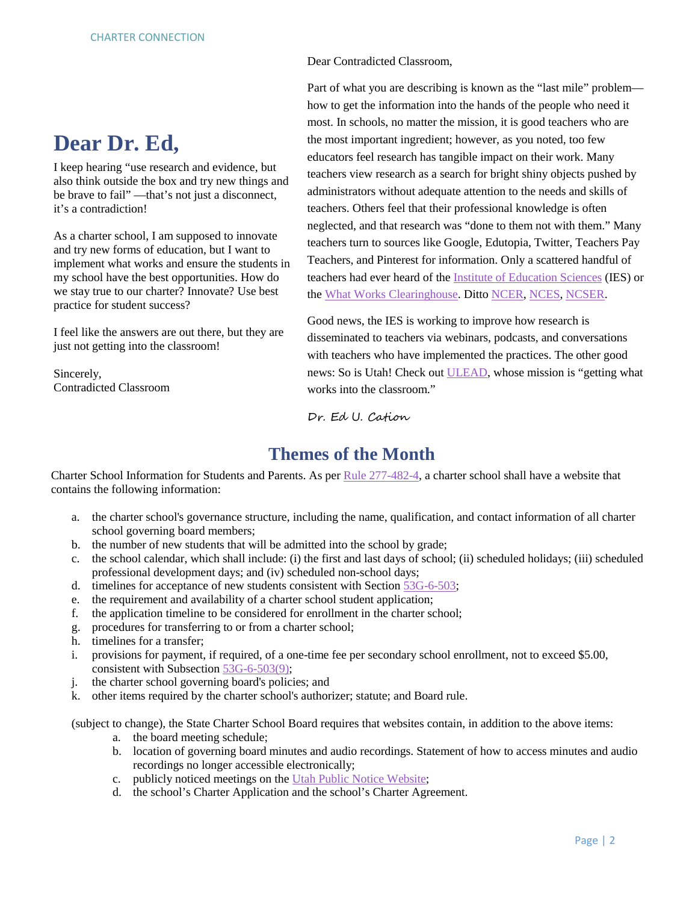# Dear Dr. Ed,

I keep hearing "use research and evidence, but also think outside the box and try new things and be brave to fail" —that's not just a disconnect, it's a contradiction!

As a charter school, I am supposed to innovate and try new forms of education, but I want to implement what works and ensure the students in my school have the best opportunities. How do we stay true to our charter? Innovate? Use best practice for student success?

I feel like the answers are out there, but they are just not getting into the classroom!

Sincerely,
Contradicted Classroom

Dear Contradicted Classroom,

Part of what you are describing is known as the "last mile" problem—how to get the information into the hands of the people who need it most. In schools, no matter the mission, it is good teachers who are the most important ingredient; however, as you noted, too few educators feel research has tangible impact on their work. Many teachers view research as a search for bright shiny objects pushed by administrators without adequate attention to the needs and skills of teachers. Others feel that their professional knowledge is often neglected, and that research was "done to them not with them." Many teachers turn to sources like Google, Edutopia, Twitter, Teachers Pay Teachers, and Pinterest for information. Only a scattered handful of teachers had ever heard of the Institute of Education Sciences (IES) or the What Works Clearinghouse. Ditto NCER, NCES, NCSER.

Good news, the IES is working to improve how research is disseminated to teachers via webinars, podcasts, and conversations with teachers who have implemented the practices. The other good news: So is Utah! Check out ULEAD, whose mission is "getting what works into the classroom."

Dr. Ed U. Cation

## Themes of the Month

Charter School Information for Students and Parents. As per Rule 277-482-4, a charter school shall have a website that contains the following information:

a. the charter school's governance structure, including the name, qualification, and contact information of all charter school governing board members;
b. the number of new students that will be admitted into the school by grade;
c. the school calendar, which shall include: (i) the first and last days of school; (ii) scheduled holidays; (iii) scheduled professional development days; and (iv) scheduled non-school days;
d. timelines for acceptance of new students consistent with Section 53G-6-503;
e. the requirement and availability of a charter school student application;
f. the application timeline to be considered for enrollment in the charter school;
g. procedures for transferring to or from a charter school;
h. timelines for a transfer;
i. provisions for payment, if required, of a one-time fee per secondary school enrollment, not to exceed $5.00, consistent with Subsection 53G-6-503(9);
j. the charter school governing board's policies; and
k. other items required by the charter school's authorizer; statute; and Board rule.

(subject to change), the State Charter School Board requires that websites contain, in addition to the above items:

a. the board meeting schedule;
b. location of governing board minutes and audio recordings. Statement of how to access minutes and audio recordings no longer accessible electronically;
c. publicly noticed meetings on the Utah Public Notice Website;
d. the school's Charter Application and the school's Charter Agreement.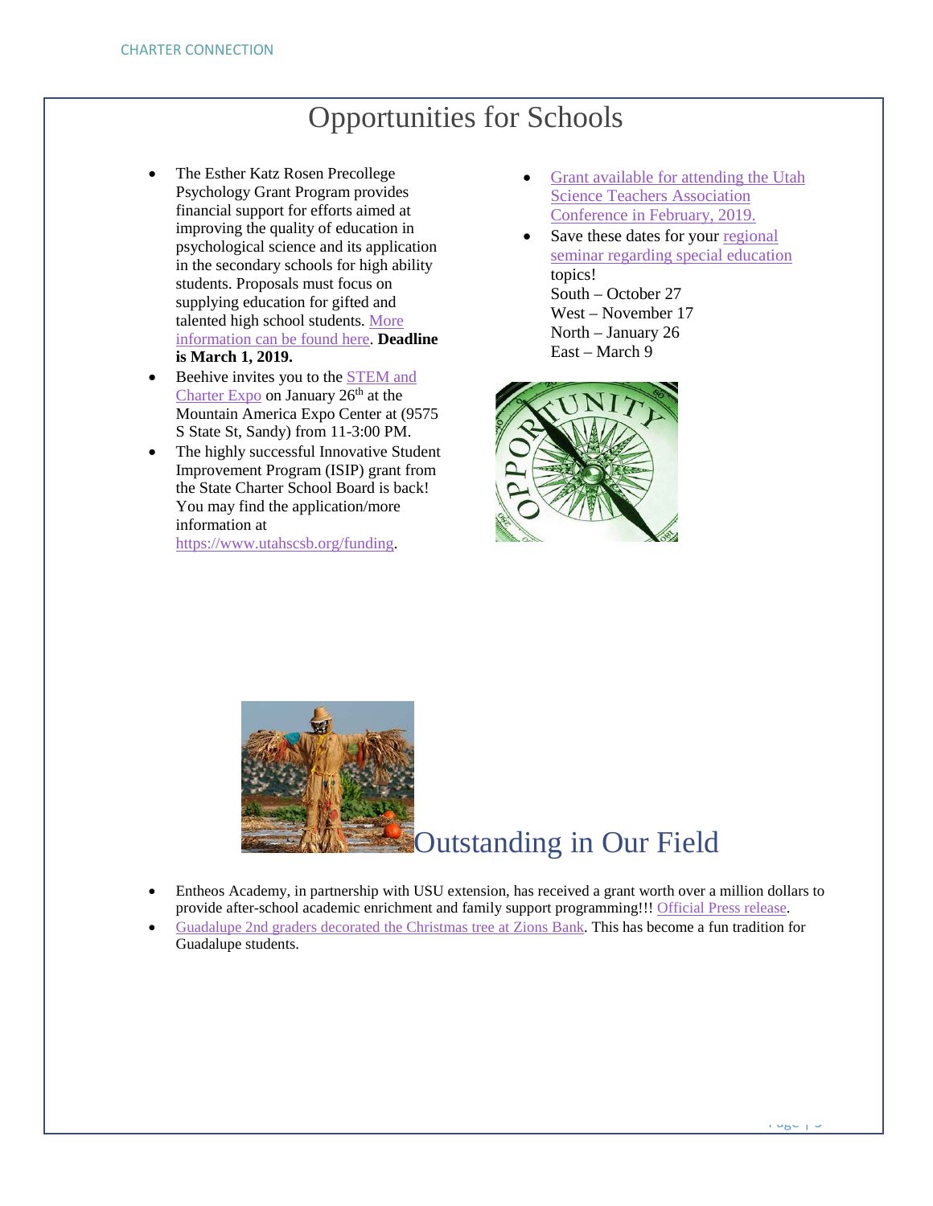# Opportunities for Schools

- The Esther Katz Rosen Precollege Psychology Grant Program provides financial support for efforts aimed at improving the quality of education in psychological science and its application in the secondary schools for high ability students. Proposals must focus on supplying education for gifted and talented high school students. More information can be found here. **Deadline is March 1, 2019.**
- Beehive invites you to the STEM and Charter Expo on January 26th at the Mountain America Expo Center at (9575 S State St, Sandy) from 11-3:00 PM.
- The highly successful Innovative Student Improvement Program (ISIP) grant from the State Charter School Board is back! You may find the application/more information at https://www.utahscsb.org/funding.
- Grant available for attending the Utah Science Teachers Association Conference in February, 2019.
- Save these dates for your regional seminar regarding special education topics!
  South – October 27
  West – November 17
  North – January 26
  East – March 9

# Outstanding in Our Field

- Entheos Academy, in partnership with USU extension, has received a grant worth over a million dollars to provide after-school academic enrichment and family support programming!!! Official Press release.
- Guadalupe 2nd graders decorated the Christmas tree at Zions Bank. This has become a fun tradition for Guadalupe students.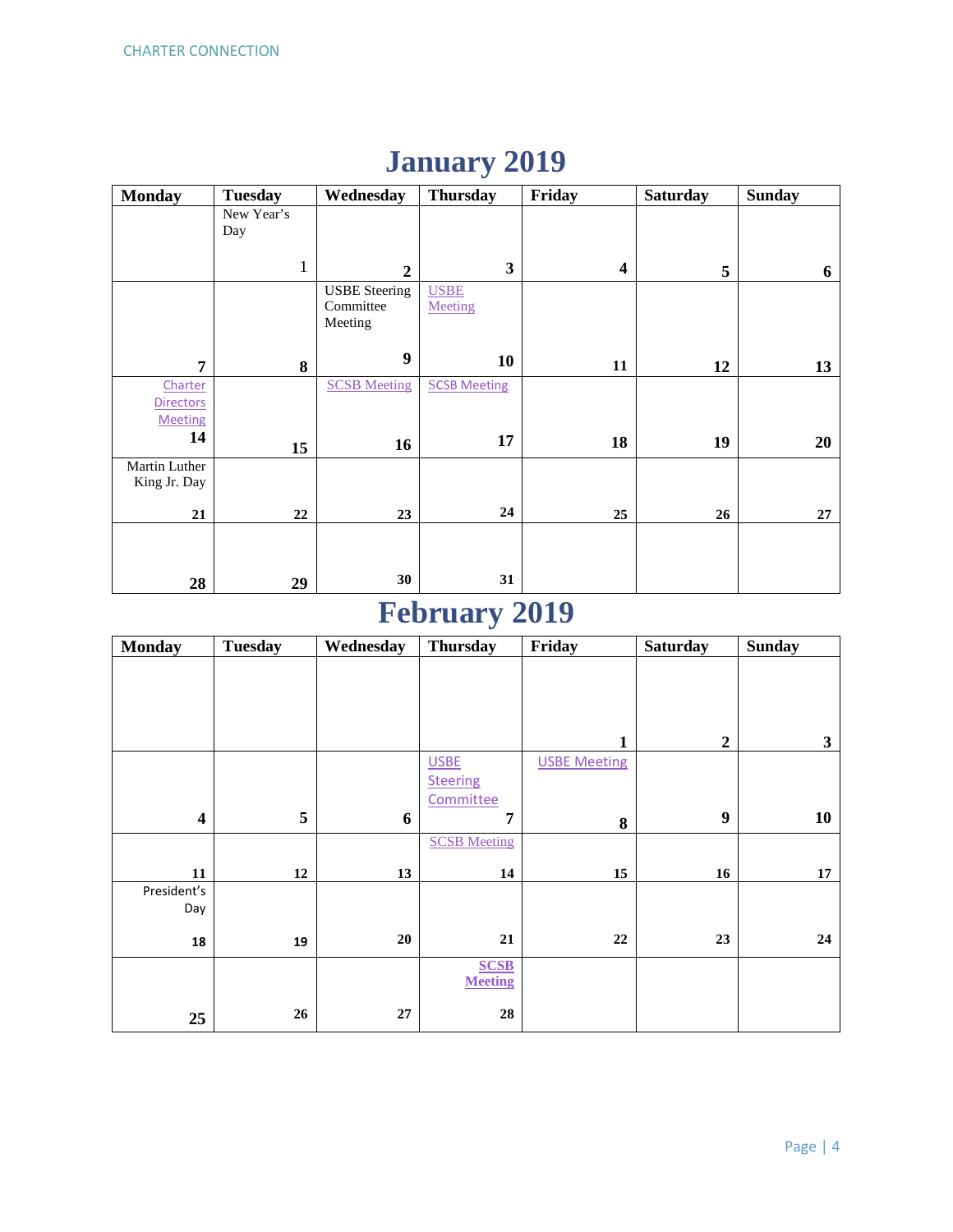# January 2019

| Monday | Tuesday | Wednesday | Thursday | Friday | Saturday | Sunday |
|---|---|---|---|---|---|---|
| | New Year's Day 1 | 2 | 3 | 4 | 5 | 6 |
| 7 | 8 | USBE Steering Committee Meeting 9 | USBE Meeting 10 | 11 | 12 | 13 |
| Charter Directors Meeting 14 | 15 | SCSB Meeting 16 | SCSB Meeting 17 | 18 | 19 | 20 |
| Martin Luther King Jr. Day 21 | 22 | 23 | 24 | 25 | 26 | 27 |
| 28 | 29 | 30 | 31 | | | |

# February 2019

| Monday | Tuesday | Wednesday | Thursday | Friday | Saturday | Sunday |
|---|---|---|---|---|---|---|
| | | | | 1 | 2 | 3 |
| 4 | 5 | 6 | USBE Steering Committee 7 | USBE Meeting 8 | 9 | 10 |
| 11 | 12 | 13 | SCSB Meeting 14 | 15 | 16 | 17 |
| President's Day 18 | 19 | 20 | 21 | 22 | 23 | 24 |
| 25 | 26 | 27 | **SCSB Meeting** 28 | | | |